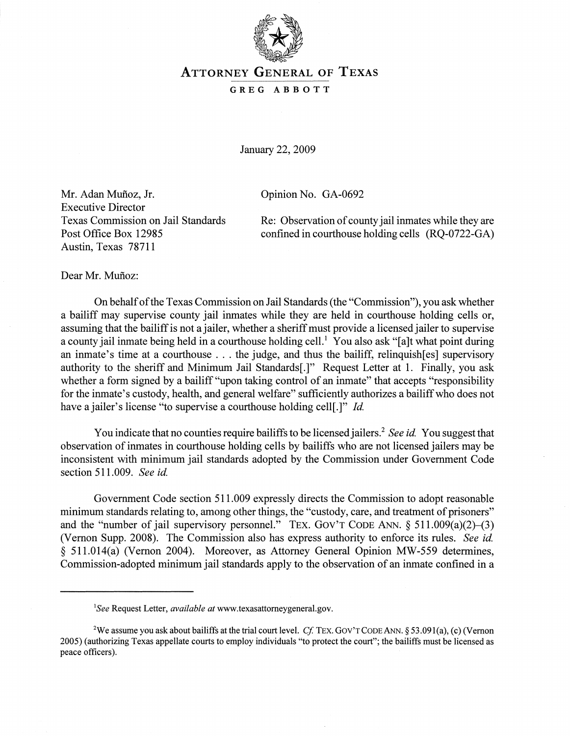# Attorney General of Texas

**GREG ABBOTT**

January 22, 2009

Mr. Adan Muñoz, Jr.
Executive Director
Texas Commission on Jail Standards
Post Office Box 12985
Austin, Texas 78711

Opinion No. GA-0692

Re: Observation of county jail inmates while they are confined in courthouse holding cells (RQ-0722-GA)

Dear Mr. Muñoz:

On behalf of the Texas Commission on Jail Standards (the "Commission"), you ask whether a bailiff may supervise county jail inmates while they are held in courthouse holding cells or, assuming that the bailiff is not a jailer, whether a sheriff must provide a licensed jailer to supervise a county jail inmate being held in a courthouse holding cell.[1] You also ask "[a]t what point during an inmate's time at a courthouse . . . the judge, and thus the bailiff, relinquish[es] supervisory authority to the sheriff and Minimum Jail Standards[.]" Request Letter at 1. Finally, you ask whether a form signed by a bailiff "upon taking control of an inmate" that accepts "responsibility for the inmate's custody, health, and general welfare" sufficiently authorizes a bailiff who does not have a jailer's license "to supervise a courthouse holding cell[.]" *Id.*

You indicate that no counties require bailiffs to be licensed jailers.[2] *See id.* You suggest that observation of inmates in courthouse holding cells by bailiffs who are not licensed jailers may be inconsistent with minimum jail standards adopted by the Commission under Government Code section 511.009. *See id.*

Government Code section 511.009 expressly directs the Commission to adopt reasonable minimum standards relating to, among other things, the "custody, care, and treatment of prisoners" and the "number of jail supervisory personnel." TEX. GOV'T CODE ANN. § 511.009(a)(2)–(3) (Vernon Supp. 2008). The Commission also has express authority to enforce its rules. *See id.* § 511.014(a) (Vernon 2004). Moreover, as Attorney General Opinion MW-559 determines, Commission-adopted minimum jail standards apply to the observation of an inmate confined in a

---

[1] *See* Request Letter, *available at* www.texasattorneygeneral.gov.

[2] We assume you ask about bailiffs at the trial court level. *Cf.* TEX. GOV'T CODE ANN. § 53.091(a), (c) (Vernon 2005) (authorizing Texas appellate courts to employ individuals "to protect the court"; the bailiffs must be licensed as peace officers).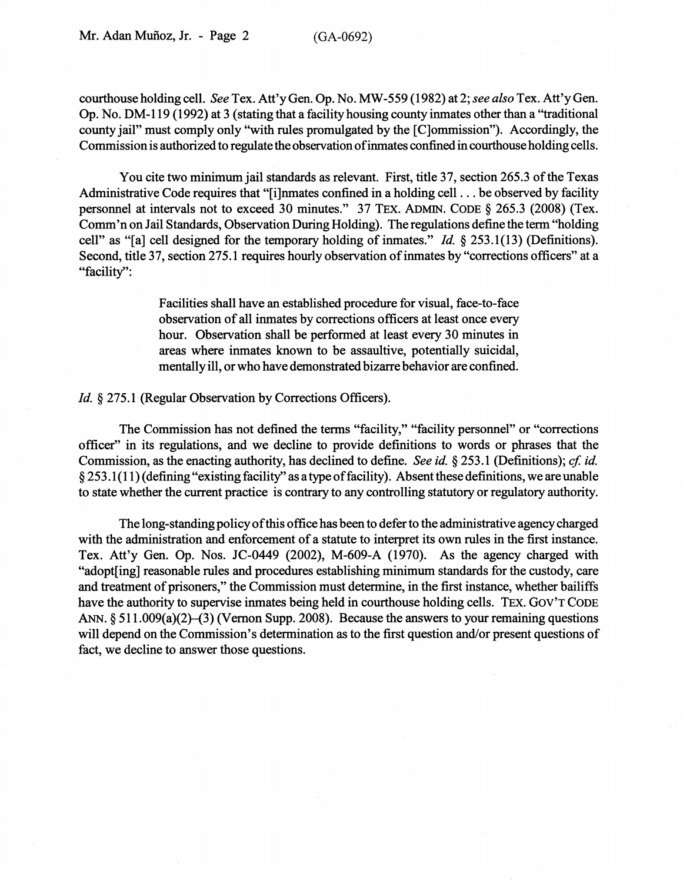courthouse holding cell. *See* Tex. Att'y Gen. Op. No. MW-559 (1982) at 2; *see also* Tex. Att'y Gen. Op. No. DM-119 (1992) at 3 (stating that a facility housing county inmates other than a "traditional county jail" must comply only "with rules promulgated by the [C]ommission"). Accordingly, the Commission is authorized to regulate the observation of inmates confined in courthouse holding cells.

You cite two minimum jail standards as relevant. First, title 37, section 265.3 of the Texas Administrative Code requires that "[i]nmates confined in a holding cell . . . be observed by facility personnel at intervals not to exceed 30 minutes." 37 TEX. ADMIN. CODE § 265.3 (2008) (Tex. Comm'n on Jail Standards, Observation During Holding). The regulations define the term "holding cell" as "[a] cell designed for the temporary holding of inmates." *Id.* § 253.1(13) (Definitions). Second, title 37, section 275.1 requires hourly observation of inmates by "corrections officers" at a "facility":

> Facilities shall have an established procedure for visual, face-to-face observation of all inmates by corrections officers at least once every hour. Observation shall be performed at least every 30 minutes in areas where inmates known to be assaultive, potentially suicidal, mentally ill, or who have demonstrated bizarre behavior are confined.

*Id.* § 275.1 (Regular Observation by Corrections Officers).

The Commission has not defined the terms "facility," "facility personnel" or "corrections officer" in its regulations, and we decline to provide definitions to words or phrases that the Commission, as the enacting authority, has declined to define. *See id.* § 253.1 (Definitions); *cf. id.* § 253.1(11) (defining "existing facility" as a type of facility). Absent these definitions, we are unable to state whether the current practice is contrary to any controlling statutory or regulatory authority.

The long-standing policy of this office has been to defer to the administrative agency charged with the administration and enforcement of a statute to interpret its own rules in the first instance. Tex. Att'y Gen. Op. Nos. JC-0449 (2002), M-609-A (1970). As the agency charged with "adopt[ing] reasonable rules and procedures establishing minimum standards for the custody, care and treatment of prisoners," the Commission must determine, in the first instance, whether bailiffs have the authority to supervise inmates being held in courthouse holding cells. TEX. GOV'T CODE ANN. § 511.009(a)(2)–(3) (Vernon Supp. 2008). Because the answers to your remaining questions will depend on the Commission's determination as to the first question and/or present questions of fact, we decline to answer those questions.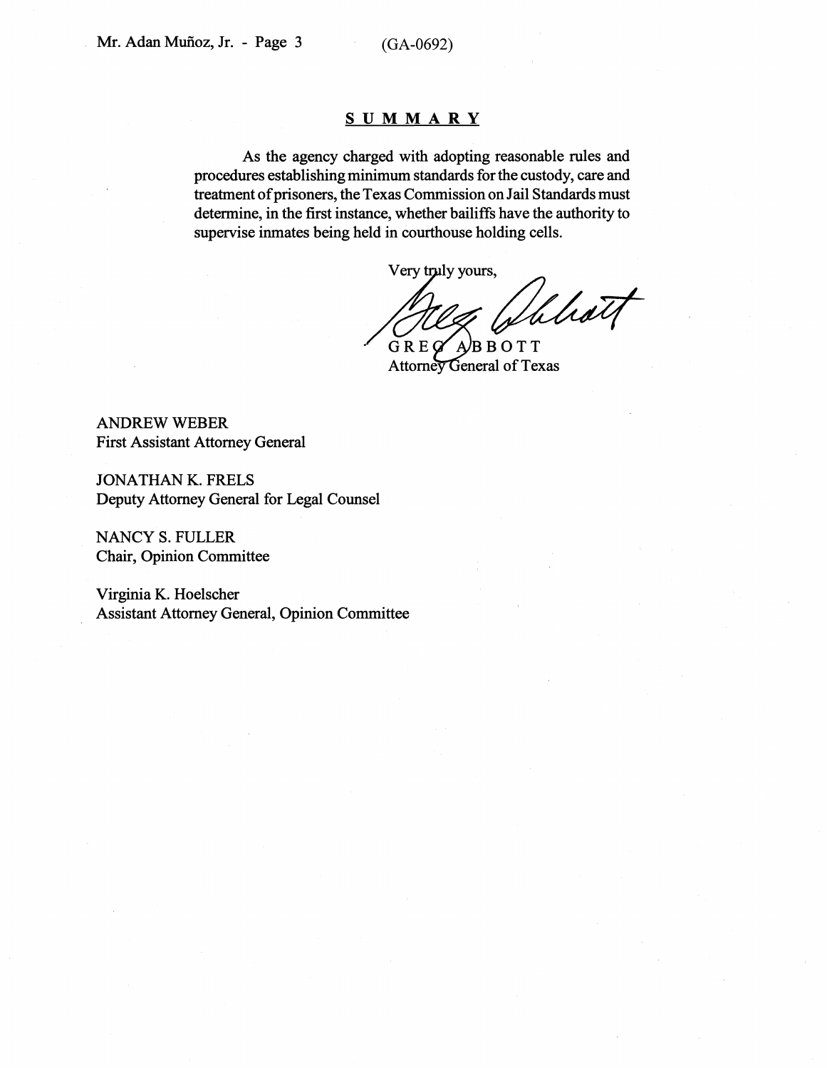## SUMMARY

As the agency charged with adopting reasonable rules and procedures establishing minimum standards for the custody, care and treatment of prisoners, the Texas Commission on Jail Standards must determine, in the first instance, whether bailiffs have the authority to supervise inmates being held in courthouse holding cells.

Very truly yours,

GREG ABBOTT
Attorney General of Texas

ANDREW WEBER
First Assistant Attorney General

JONATHAN K. FRELS
Deputy Attorney General for Legal Counsel

NANCY S. FULLER
Chair, Opinion Committee

Virginia K. Hoelscher
Assistant Attorney General, Opinion Committee